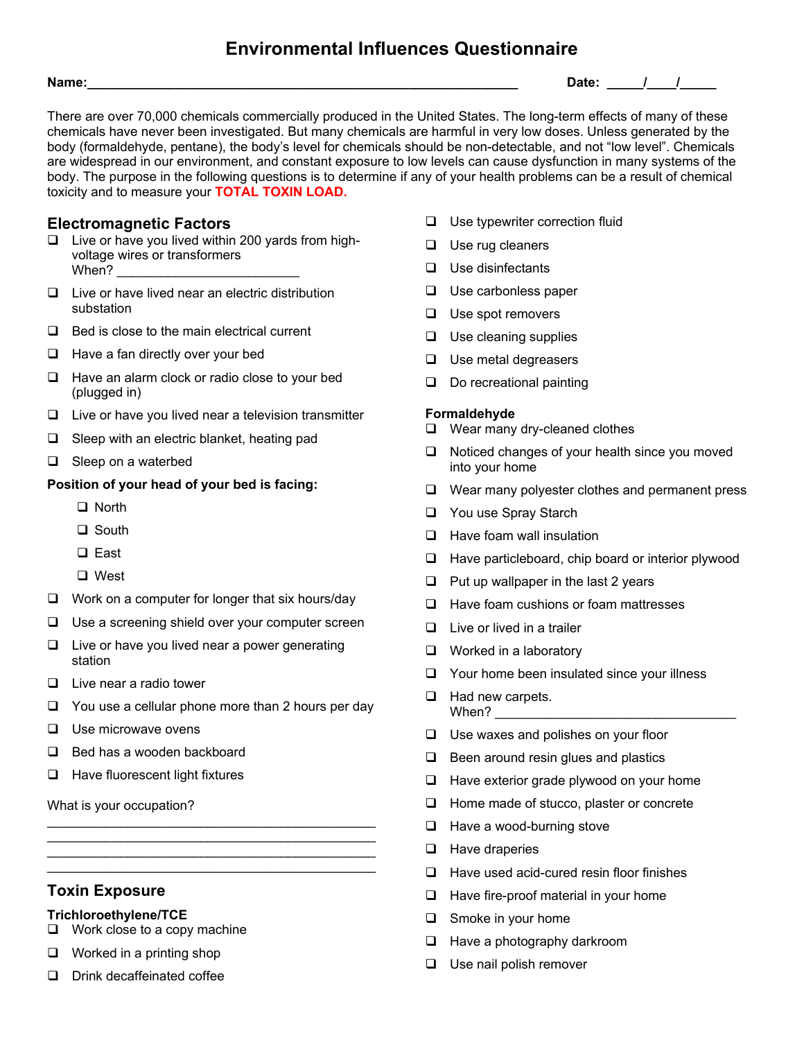# Environmental Influences Questionnaire

**Name:**_______________________________________________________________ **Date:** _____/____/_____

There are over 70,000 chemicals commercially produced in the United States. The long-term effects of many of these chemicals have never been investigated. But many chemicals are harmful in very low doses. Unless generated by the body (formaldehyde, pentane), the body's level for chemicals should be non-detectable, and not "low level". Chemicals are widespread in our environment, and constant exposure to low levels can cause dysfunction in many systems of the body. The purpose in the following questions is to determine if any of your health problems can be a result of chemical toxicity and to measure your **TOTAL TOXIN LOAD.**

## Electromagnetic Factors

- ❑ Live or have you lived within 200 yards from high-voltage wires or transformers When? _________________________
- ❑ Live or have lived near an electric distribution substation
- ❑ Bed is close to the main electrical current
- ❑ Have a fan directly over your bed
- ❑ Have an alarm clock or radio close to your bed (plugged in)
- ❑ Live or have you lived near a television transmitter
- ❑ Sleep with an electric blanket, heating pad
- ❑ Sleep on a waterbed

**Position of your head of your bed is facing:**

- ❑ North
- ❑ South
- ❑ East
- ❑ West

- ❑ Work on a computer for longer that six hours/day
- ❑ Use a screening shield over your computer screen
- ❑ Live or have you lived near a power generating station
- ❑ Live near a radio tower
- ❑ You use a cellular phone more than 2 hours per day
- ❑ Use microwave ovens
- ❑ Bed has a wooden backboard
- ❑ Have fluorescent light fixtures

What is your occupation?

_______________________________________________
_______________________________________________
_______________________________________________
_______________________________________________

## Toxin Exposure

### Trichloroethylene/TCE

- ❑ Work close to a copy machine
- ❑ Worked in a printing shop
- ❑ Drink decaffeinated coffee
- ❑ Use typewriter correction fluid
- ❑ Use rug cleaners
- ❑ Use disinfectants
- ❑ Use carbonless paper
- ❑ Use spot removers
- ❑ Use cleaning supplies
- ❑ Use metal degreasers
- ❑ Do recreational painting

### Formaldehyde

- ❑ Wear many dry-cleaned clothes
- ❑ Noticed changes of your health since you moved into your home
- ❑ Wear many polyester clothes and permanent press
- ❑ You use Spray Starch
- ❑ Have foam wall insulation
- ❑ Have particleboard, chip board or interior plywood
- ❑ Put up wallpaper in the last 2 years
- ❑ Have foam cushions or foam mattresses
- ❑ Live or lived in a trailer
- ❑ Worked in a laboratory
- ❑ Your home been insulated since your illness
- ❑ Had new carpets. When? _________________________________
- ❑ Use waxes and polishes on your floor
- ❑ Been around resin glues and plastics
- ❑ Have exterior grade plywood on your home
- ❑ Home made of stucco, plaster or concrete
- ❑ Have a wood-burning stove
- ❑ Have draperies
- ❑ Have used acid-cured resin floor finishes
- ❑ Have fire-proof material in your home
- ❑ Smoke in your home
- ❑ Have a photography darkroom
- ❑ Use nail polish remover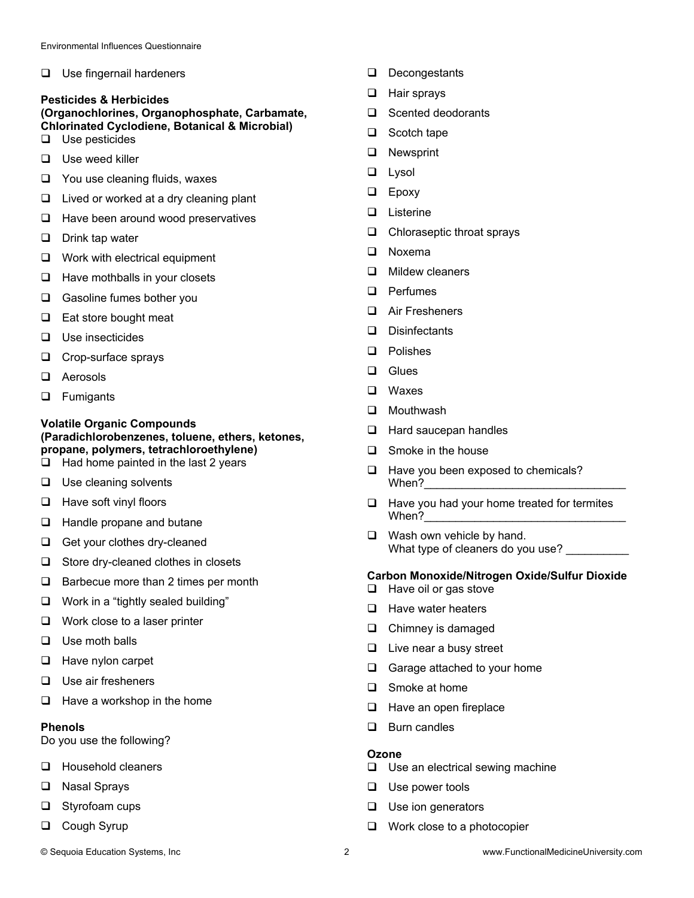- ❑ Use fingernail hardeners

**Pesticides & Herbicides (Organochlorines, Organophosphate, Carbamate, Chlorinated Cyclodiene, Botanical & Microbial)**

- ❑ Use pesticides
- ❑ Use weed killer
- ❑ You use cleaning fluids, waxes
- ❑ Lived or worked at a dry cleaning plant
- ❑ Have been around wood preservatives
- ❑ Drink tap water
- ❑ Work with electrical equipment
- ❑ Have mothballs in your closets
- ❑ Gasoline fumes bother you
- ❑ Eat store bought meat
- ❑ Use insecticides
- ❑ Crop-surface sprays
- ❑ Aerosols
- ❑ Fumigants

**Volatile Organic Compounds (Paradichlorobenzenes, toluene, ethers, ketones, propane, polymers, tetrachloroethylene)**

- ❑ Had home painted in the last 2 years
- ❑ Use cleaning solvents
- ❑ Have soft vinyl floors
- ❑ Handle propane and butane
- ❑ Get your clothes dry-cleaned
- ❑ Store dry-cleaned clothes in closets
- ❑ Barbecue more than 2 times per month
- ❑ Work in a "tightly sealed building"
- ❑ Work close to a laser printer
- ❑ Use moth balls
- ❑ Have nylon carpet
- ❑ Use air fresheners
- ❑ Have a workshop in the home

**Phenols**

Do you use the following?

- ❑ Household cleaners
- ❑ Nasal Sprays
- ❑ Styrofoam cups
- ❑ Cough Syrup
- ❑ Decongestants
- ❑ Hair sprays
- ❑ Scented deodorants
- ❑ Scotch tape
- ❑ Newsprint
- ❑ Lysol
- ❑ Epoxy
- ❑ Listerine
- ❑ Chloraseptic throat sprays
- ❑ Noxema
- ❑ Mildew cleaners
- ❑ Perfumes
- ❑ Air Fresheners
- ❑ Disinfectants
- ❑ Polishes
- ❑ Glues
- ❑ Waxes
- ❑ Mouthwash
- ❑ Hard saucepan handles
- ❑ Smoke in the house
- ❑ Have you been exposed to chemicals? When?________________________________
- ❑ Have you had your home treated for termites When?________________________________
- ❑ Wash own vehicle by hand. What type of cleaners do you use? __________

**Carbon Monoxide/Nitrogen Oxide/Sulfur Dioxide**

- ❑ Have oil or gas stove
- ❑ Have water heaters
- ❑ Chimney is damaged
- ❑ Live near a busy street
- ❑ Garage attached to your home
- ❑ Smoke at home
- ❑ Have an open fireplace
- ❑ Burn candles

**Ozone**

- ❑ Use an electrical sewing machine
- ❑ Use power tools
- ❑ Use ion generators
- ❑ Work close to a photocopier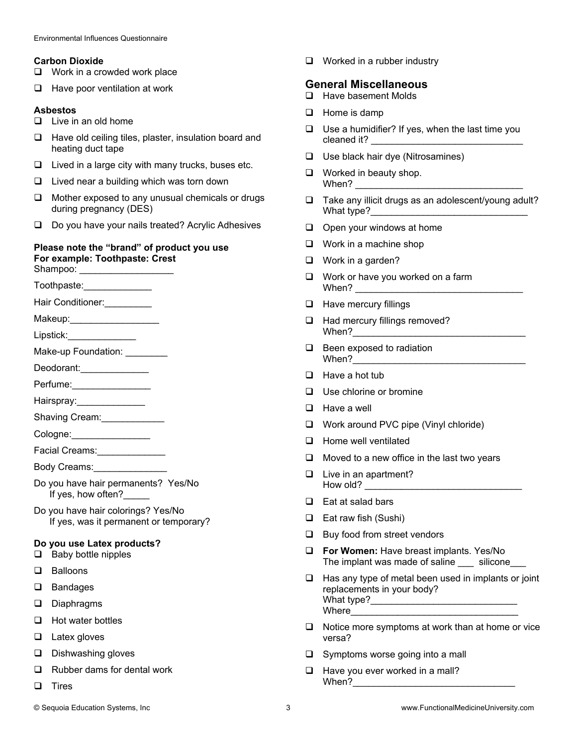### Carbon Dioxide

- ❑ Work in a crowded work place
- ❑ Have poor ventilation at work

### Asbestos

- ❑ Live in an old home
- ❑ Have old ceiling tiles, plaster, insulation board and heating duct tape
- ❑ Lived in a large city with many trucks, buses etc.
- ❑ Lived near a building which was torn down
- ❑ Mother exposed to any unusual chemicals or drugs during pregnancy (DES)
- ❑ Do you have your nails treated? Acrylic Adhesives

**Please note the "brand" of product you use**
**For example: Toothpaste: Crest**

Shampoo: __________________

Toothpaste:_____________

Hair Conditioner:_________

Makeup:_________________

Lipstick:_____________

Make-up Foundation: ________

Deodorant:_____________

Perfume:_______________

Hairspray:_____________

Shaving Cream:____________

Cologne:_______________

Facial Creams:_____________

Body Creams:______________

Do you have hair permanents? Yes/No
If yes, how often?_____

Do you have hair colorings? Yes/No
If yes, was it permanent or temporary?

### Do you use Latex products?

- ❑ Baby bottle nipples
- ❑ Balloons
- ❑ Bandages
- ❑ Diaphragms
- ❑ Hot water bottles
- ❑ Latex gloves
- ❑ Dishwashing gloves
- ❑ Rubber dams for dental work
- ❑ Tires
- ❑ Worked in a rubber industry

## General Miscellaneous

- ❑ Have basement Molds
- ❑ Home is damp
- ❑ Use a humidifier? If yes, when the last time you cleaned it? ______________________________
- ❑ Use black hair dye (Nitrosamines)
- ❑ Worked in beauty shop.
  When? ________________________________
- ❑ Take any illicit drugs as an adolescent/young adult? What type?______________________________
- ❑ Open your windows at home
- ❑ Work in a machine shop
- ❑ Work in a garden?
- ❑ Work or have you worked on a farm
  When? ________________________________
- ❑ Have mercury fillings
- ❑ Had mercury fillings removed?
  When?_________________________________
- ❑ Been exposed to radiation
  When?_________________________________
- ❑ Have a hot tub
- ❑ Use chlorine or bromine
- ❑ Have a well
- ❑ Work around PVC pipe (Vinyl chloride)
- ❑ Home well ventilated
- ❑ Moved to a new office in the last two years
- ❑ Live in an apartment?
  How old? ______________________________
- ❑ Eat at salad bars
- ❑ Eat raw fish (Sushi)
- ❑ Buy food from street vendors
- ❑ **For Women:** Have breast implants. Yes/No
  The implant was made of saline ___ silicone___
- ❑ Has any type of metal been used in implants or joint replacements in your body?
  What type?____________________________
  Where_________________________________
- ❑ Notice more symptoms at work than at home or vice versa?
- ❑ Symptoms worse going into a mall
- ❑ Have you ever worked in a mall?
  When?_______________________________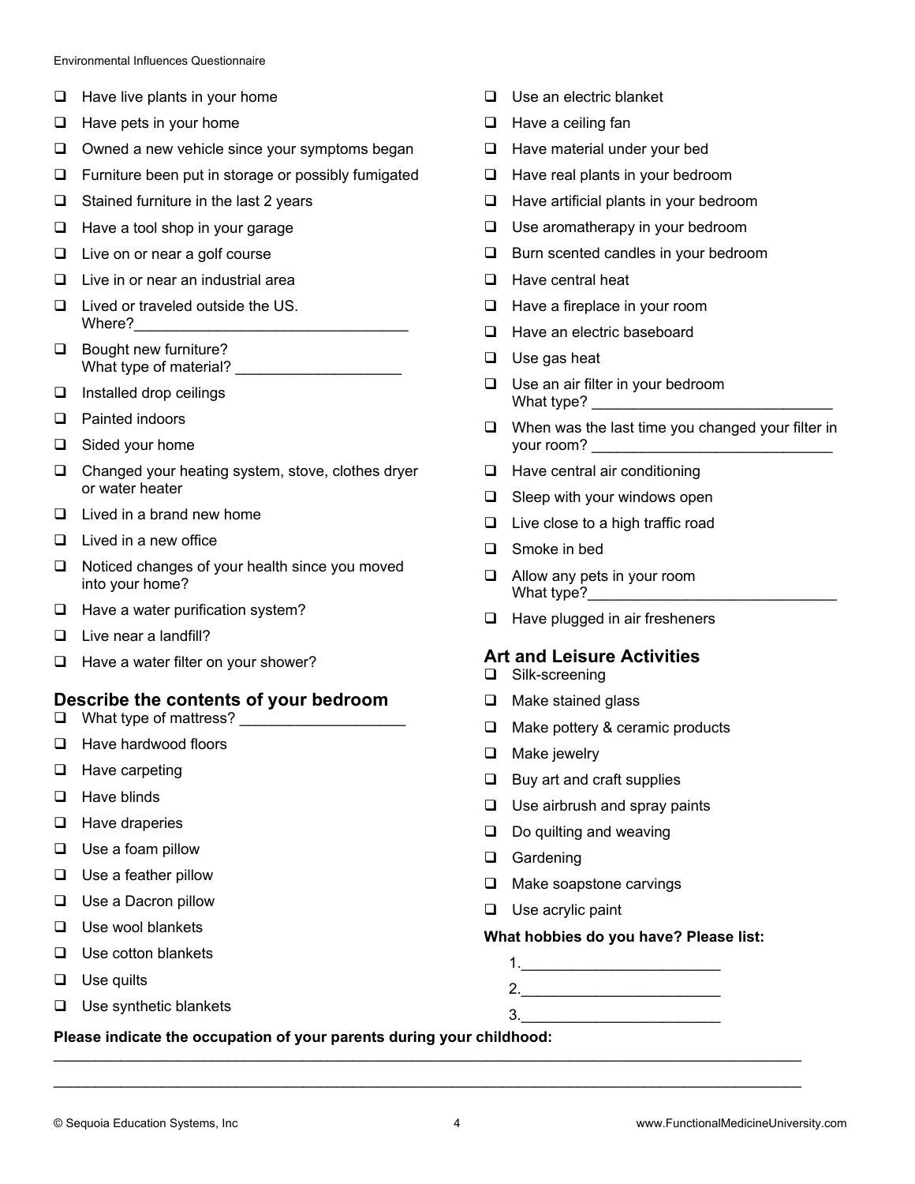- ☐ Have live plants in your home
- ☐ Have pets in your home
- ☐ Owned a new vehicle since your symptoms began
- ☐ Furniture been put in storage or possibly fumigated
- ☐ Stained furniture in the last 2 years
- ☐ Have a tool shop in your garage
- ☐ Live on or near a golf course
- ☐ Live in or near an industrial area
- ☐ Lived or traveled outside the US. Where?________________________________
- ☐ Bought new furniture? What type of material? ____________________
- ☐ Installed drop ceilings
- ☐ Painted indoors
- ☐ Sided your home
- ☐ Changed your heating system, stove, clothes dryer or water heater
- ☐ Lived in a brand new home
- ☐ Lived in a new office
- ☐ Noticed changes of your health since you moved into your home?
- ☐ Have a water purification system?
- ☐ Live near a landfill?
- ☐ Have a water filter on your shower?

## Describe the contents of your bedroom

- ☐ What type of mattress? ____________________
- ☐ Have hardwood floors
- ☐ Have carpeting
- ☐ Have blinds
- ☐ Have draperies
- ☐ Use a foam pillow
- ☐ Use a feather pillow
- ☐ Use a Dacron pillow
- ☐ Use wool blankets
- ☐ Use cotton blankets
- ☐ Use quilts
- ☐ Use synthetic blankets
- ☐ Use an electric blanket
- ☐ Have a ceiling fan
- ☐ Have material under your bed
- ☐ Have real plants in your bedroom
- ☐ Have artificial plants in your bedroom
- ☐ Use aromatherapy in your bedroom
- ☐ Burn scented candles in your bedroom
- ☐ Have central heat
- ☐ Have a fireplace in your room
- ☐ Have an electric baseboard
- ☐ Use gas heat
- ☐ Use an air filter in your bedroom What type? ____________________________
- ☐ When was the last time you changed your filter in your room? ____________________________
- ☐ Have central air conditioning
- ☐ Sleep with your windows open
- ☐ Live close to a high traffic road
- ☐ Smoke in bed
- ☐ Allow any pets in your room What type?______________________________
- ☐ Have plugged in air fresheners

## Art and Leisure Activities

- ☐ Silk-screening
- ☐ Make stained glass
- ☐ Make pottery & ceramic products
- ☐ Make jewelry
- ☐ Buy art and craft supplies
- ☐ Use airbrush and spray paints
- ☐ Do quilting and weaving
- ☐ Gardening
- ☐ Make soapstone carvings
- ☐ Use acrylic paint

**What hobbies do you have? Please list:**

1.________________________
2.________________________
3.________________________

**Please indicate the occupation of your parents during your childhood:**

______________________________________________________________________________________________

______________________________________________________________________________________________